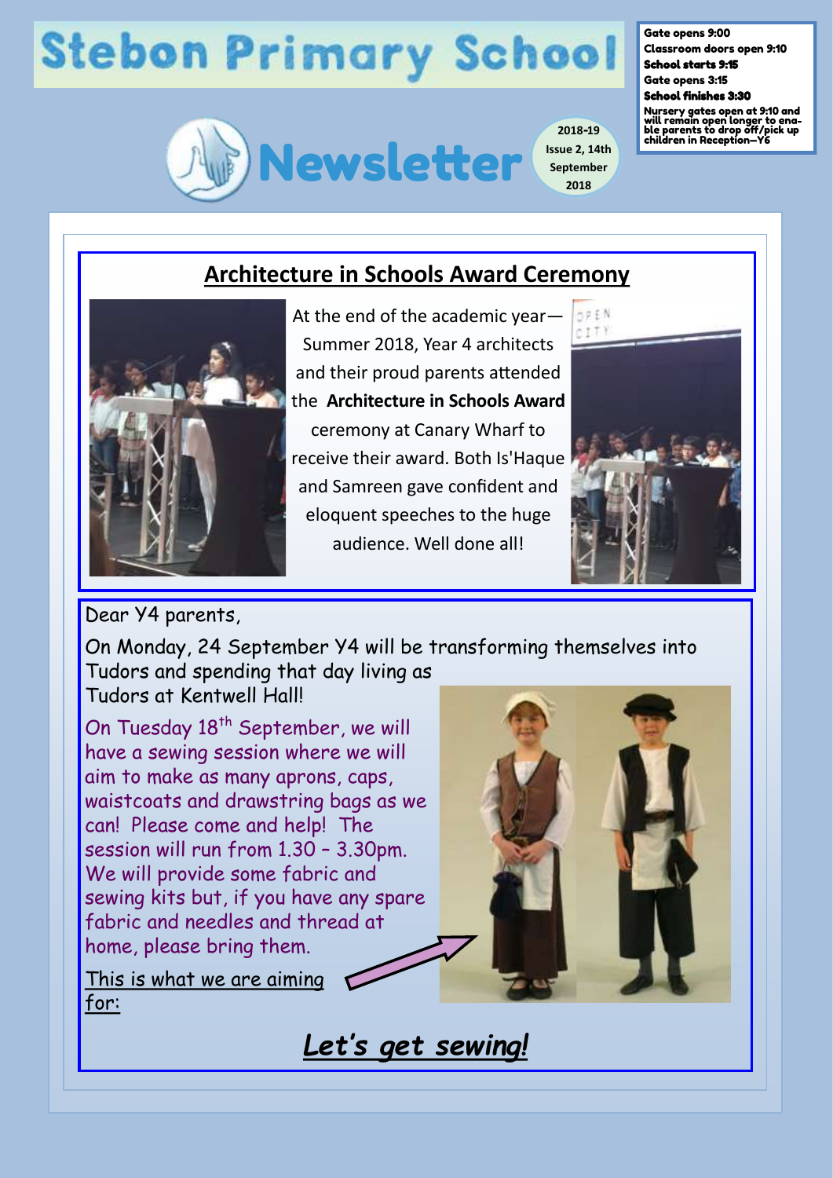# Stebon Primary School

Gate opens 9:00
Classroom doors open 9:10
**School starts 9:15**
Gate opens 3:15
**School finishes 3:30**
Nursery gates open at 9:10 and will remain open longer to enable parents to drop off/pick up children in Reception—Y6

# Newsletter

2018-19
Issue 2, 14th September 2018

## Architecture in Schools Award Ceremony

At the end of the academic year—Summer 2018, Year 4 architects and their proud parents attended the **Architecture in Schools Award** ceremony at Canary Wharf to receive their award. Both Is'Haque and Samreen gave confident and eloquent speeches to the huge audience. Well done all!

Dear Y4 parents,

On Monday, 24 September Y4 will be transforming themselves into Tudors and spending that day living as Tudors at Kentwell Hall!

On Tuesday 18th September, we will have a sewing session where we will aim to make as many aprons, caps, waistcoats and drawstring bags as we can! Please come and help! The session will run from 1.30 – 3.30pm. We will provide some fabric and sewing kits but, if you have any spare fabric and needles and thread at home, please bring them.

This is what we are aiming for:

***Let's get sewing!***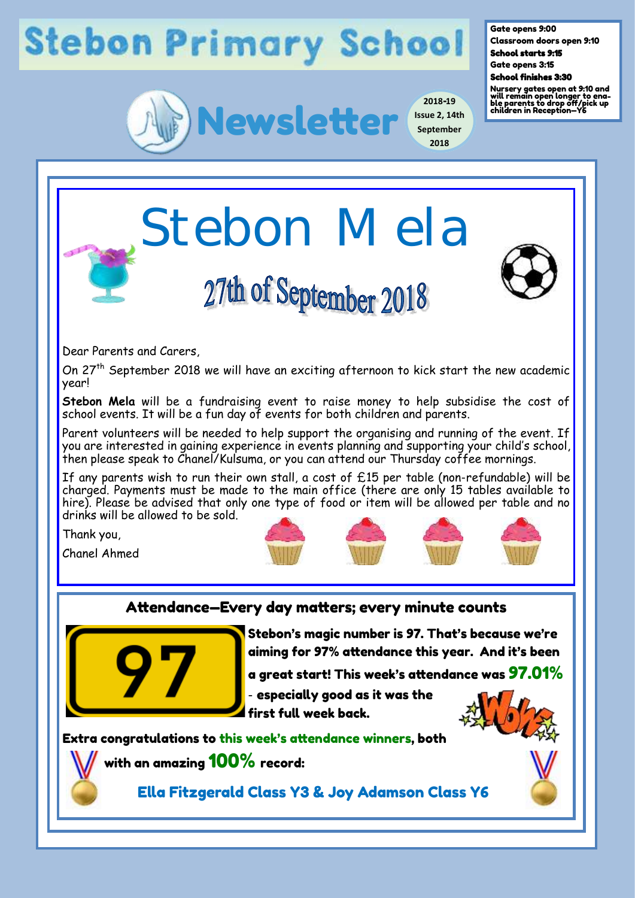# Stebon Primary School

Gate opens 9:00
Classroom doors open 9:10
School starts 9:15
Gate opens 3:15
School finishes 3:30
Nursery gates open at 9:10 and will remain open longer to enable parents to drop off/pick up children in Reception—Y6

## Newsletter

2018-19
Issue 2, 14th September 2018

# Stebon Mela

## 27th of September 2018

Dear Parents and Carers,

On 27th September 2018 we will have an exciting afternoon to kick start the new academic year!

**Stebon Mela** will be a fundraising event to raise money to help subsidise the cost of school events. It will be a fun day of events for both children and parents.

Parent volunteers will be needed to help support the organising and running of the event. If you are interested in gaining experience in events planning and supporting your child's school, then please speak to Chanel/Kulsuma, or you can attend our Thursday coffee mornings.

If any parents wish to run their own stall, a cost of £15 per table (non-refundable) will be charged. Payments must be made to the main office (there are only 15 tables available to hire). Please be advised that only one type of food or item will be allowed per table and no drinks will be allowed to be sold.

Thank you,

Chanel Ahmed

## Attendance—Every day matters; every minute counts

97

**Stebon's magic number is 97. That's because we're aiming for 97% attendance this year. And it's been a great start! This week's attendance was 97.01% - especially good as it was the first full week back.**

**Extra congratulations to this week's attendance winners, both with an amazing 100% record:**

**Ella Fitzgerald Class Y3 & Joy Adamson Class Y6**